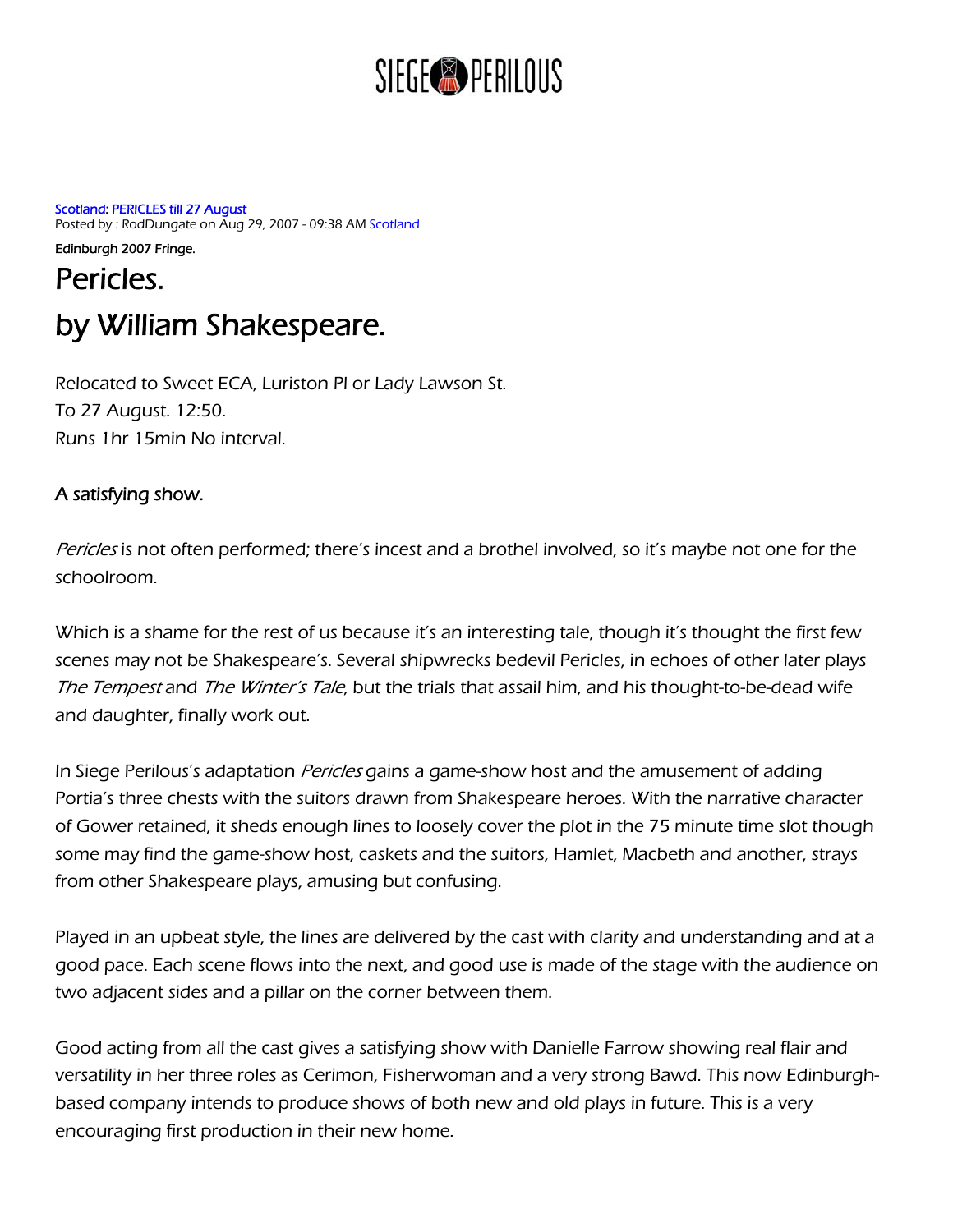SIEGE PERILOUS

Scotland: PERICLES till 27 August
Posted by : RodDungate on Aug 29, 2007 - 09:38 AM Scotland

Edinburgh 2007 Fringe.

# Pericles.

# by William Shakespeare.

Relocated to Sweet ECA, Luriston Pl or Lady Lawson St.
To 27 August. 12:50.
Runs 1hr 15min No interval.

## A satisfying show.

*Pericles* is not often performed; there's incest and a brothel involved, so it's maybe not one for the schoolroom.

Which is a shame for the rest of us because it's an interesting tale, though it's thought the first few scenes may not be Shakespeare's. Several shipwrecks bedevil Pericles, in echoes of other later plays *The Tempest* and *The Winter's Tale*, but the trials that assail him, and his thought-to-be-dead wife and daughter, finally work out.

In Siege Perilous's adaptation *Pericles* gains a game-show host and the amusement of adding Portia's three chests with the suitors drawn from Shakespeare heroes. With the narrative character of Gower retained, it sheds enough lines to loosely cover the plot in the 75 minute time slot though some may find the game-show host, caskets and the suitors, Hamlet, Macbeth and another, strays from other Shakespeare plays, amusing but confusing.

Played in an upbeat style, the lines are delivered by the cast with clarity and understanding and at a good pace. Each scene flows into the next, and good use is made of the stage with the audience on two adjacent sides and a pillar on the corner between them.

Good acting from all the cast gives a satisfying show with Danielle Farrow showing real flair and versatility in her three roles as Cerimon, Fisherwoman and a very strong Bawd. This now Edinburgh-based company intends to produce shows of both new and old plays in future. This is a very encouraging first production in their new home.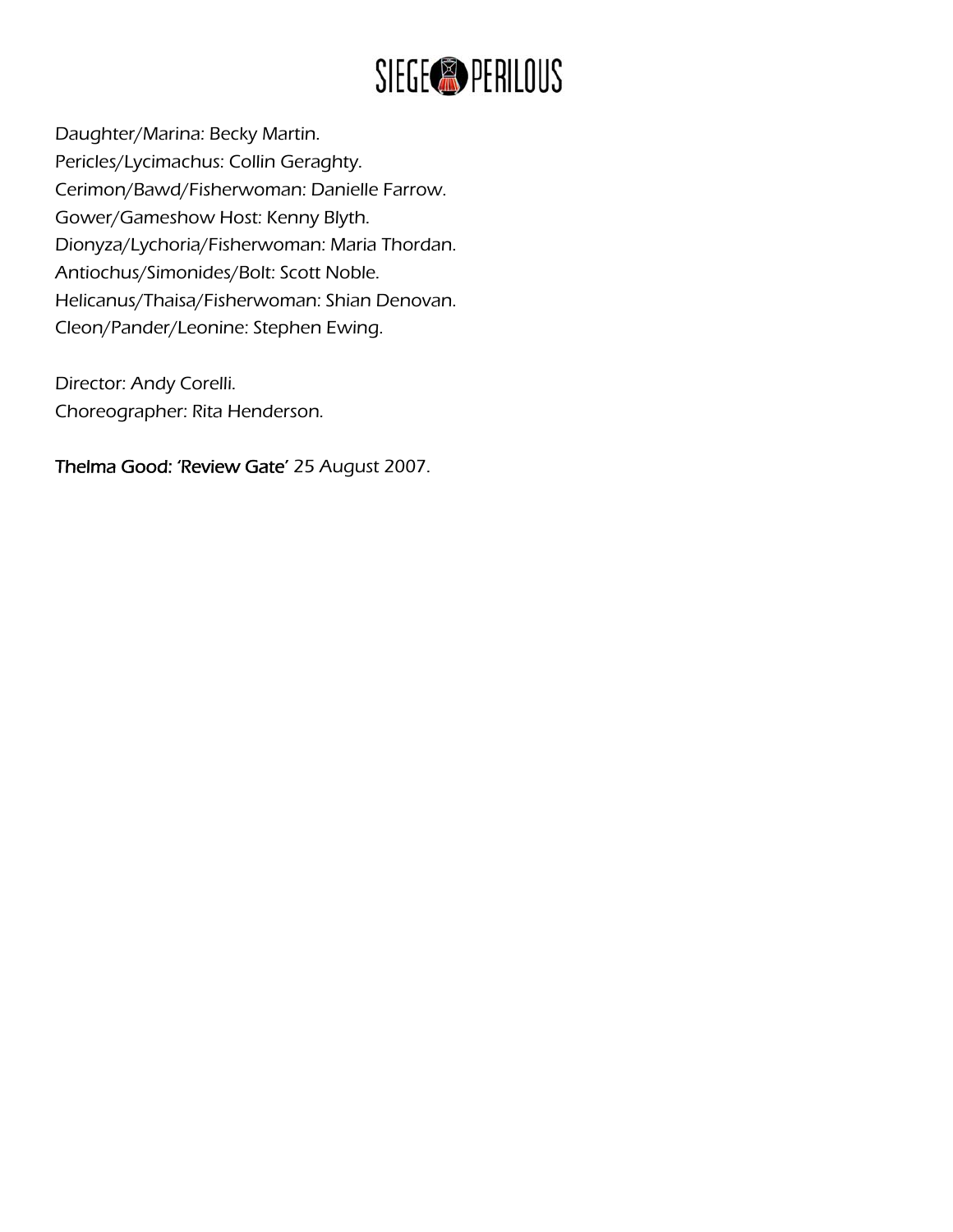Daughter/Marina: Becky Martin.
Pericles/Lycimachus: Collin Geraghty.
Cerimon/Bawd/Fisherwoman: Danielle Farrow.
Gower/Gameshow Host: Kenny Blyth.
Dionyza/Lychoria/Fisherwoman: Maria Thordan.
Antiochus/Simonides/Bolt: Scott Noble.
Helicanus/Thaisa/Fisherwoman: Shian Denovan.
Cleon/Pander/Leonine: Stephen Ewing.

Director: Andy Corelli.
Choreographer: Rita Henderson.

**Thelma Good: 'Review Gate'** 25 August 2007.